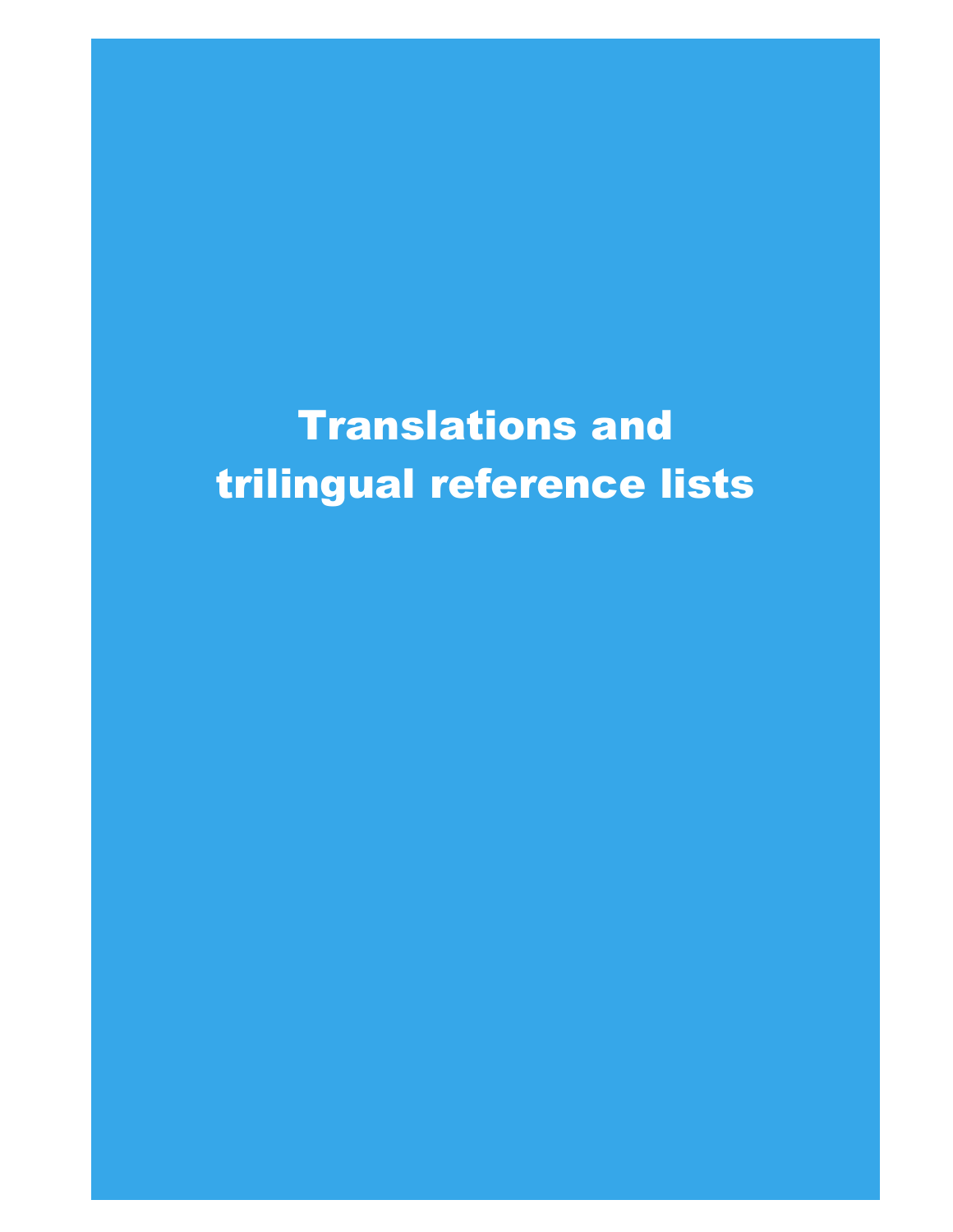# Translations and trilingual reference lists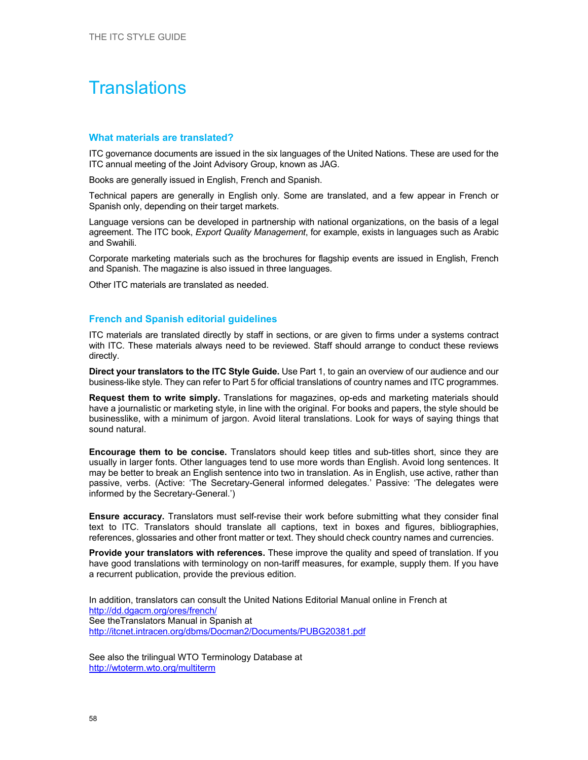# Translations

### What materials are translated?

ITC governance documents are issued in the six languages of the United Nations. These are used for the ITC annual meeting of the Joint Advisory Group, known as JAG.

Books are generally issued in English, French and Spanish.

Technical papers are generally in English only. Some are translated, and a few appear in French or Spanish only, depending on their target markets.

Language versions can be developed in partnership with national organizations, on the basis of a legal agreement. The ITC book, *Export Quality Management*, for example, exists in languages such as Arabic and Swahili.

Corporate marketing materials such as the brochures for flagship events are issued in English, French and Spanish. The magazine is also issued in three languages.

Other ITC materials are translated as needed.

### French and Spanish editorial guidelines

ITC materials are translated directly by staff in sections, or are given to firms under a systems contract with ITC. These materials always need to be reviewed. Staff should arrange to conduct these reviews directly.

**Direct your translators to the ITC Style Guide.** Use Part 1, to gain an overview of our audience and our business-like style. They can refer to Part 5 for official translations of country names and ITC programmes.

**Request them to write simply.** Translations for magazines, op-eds and marketing materials should have a journalistic or marketing style, in line with the original. For books and papers, the style should be businesslike, with a minimum of jargon. Avoid literal translations. Look for ways of saying things that sound natural.

**Encourage them to be concise.** Translators should keep titles and sub-titles short, since they are usually in larger fonts. Other languages tend to use more words than English. Avoid long sentences. It may be better to break an English sentence into two in translation. As in English, use active, rather than passive, verbs. (Active: 'The Secretary-General informed delegates.' Passive: 'The delegates were informed by the Secretary-General.')

**Ensure accuracy.** Translators must self-revise their work before submitting what they consider final text to ITC. Translators should translate all captions, text in boxes and figures, bibliographies, references, glossaries and other front matter or text. They should check country names and currencies.

**Provide your translators with references.** These improve the quality and speed of translation. If you have good translations with terminology on non-tariff measures, for example, supply them. If you have a recurrent publication, provide the previous edition.

In addition, translators can consult the United Nations Editorial Manual online in French at
http://dd.dgacm.org/ores/french/
See theTranslators Manual in Spanish at
http://itcnet.intracen.org/dbms/Docman2/Documents/PUBG20381.pdf

See also the trilingual WTO Terminology Database at
http://wtoterm.wto.org/multiterm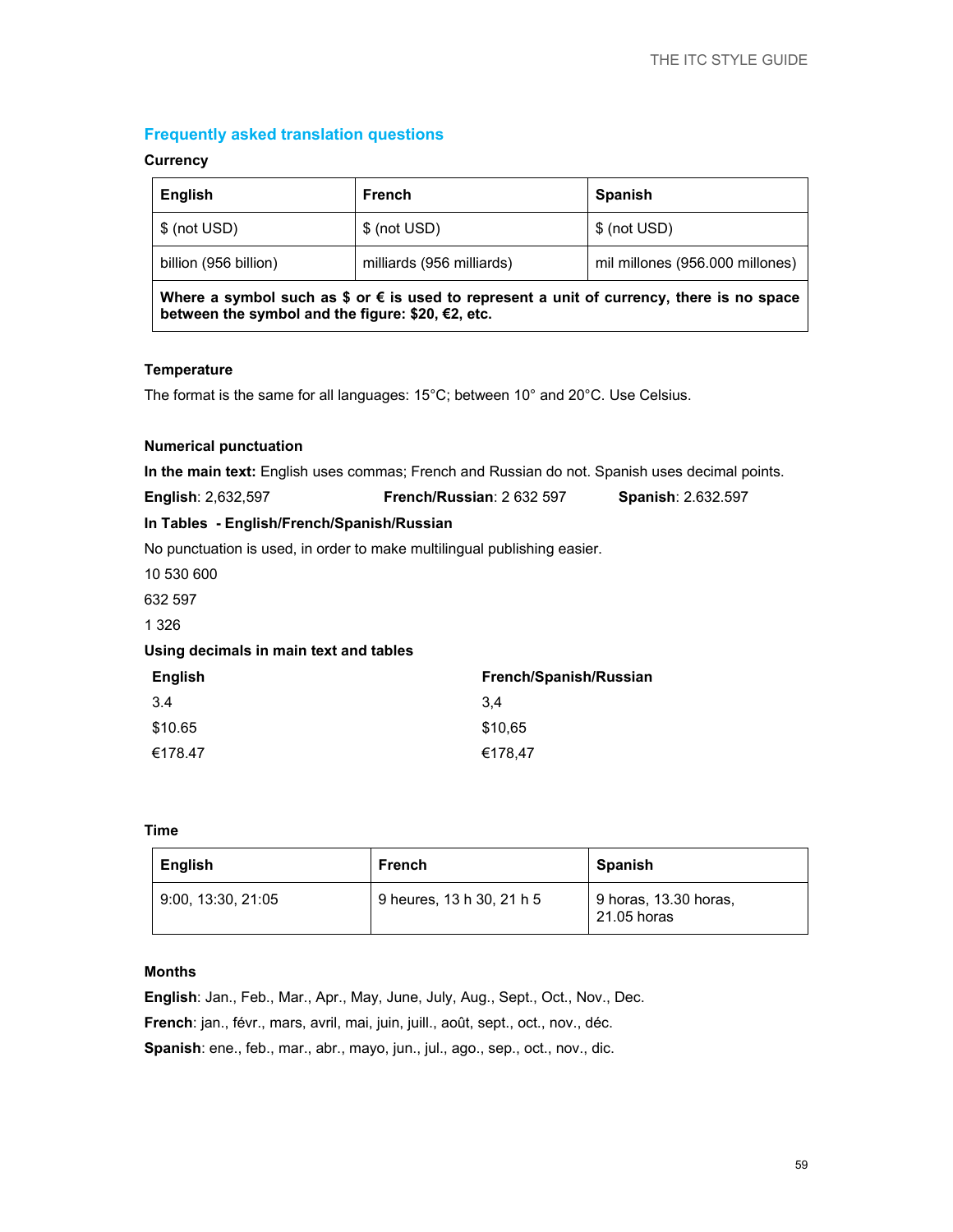## Frequently asked translation questions

### Currency

| English | French | Spanish |
|---|---|---|
| $ (not USD) | $ (not USD) | $ (not USD) |
| billion (956 billion) | milliards (956 milliards) | mil millones (956.000 millones) |
| **Where a symbol such as $ or € is used to represent a unit of currency, there is no space between the symbol and the figure: $20, €2, etc.** | | |

### Temperature

The format is the same for all languages: 15°C; between 10° and 20°C. Use Celsius.

### Numerical punctuation

**In the main text:** English uses commas; French and Russian do not. Spanish uses decimal points.

**English**: 2,632,597 **French/Russian**: 2 632 597 **Spanish**: 2.632.597

**In Tables - English/French/Spanish/Russian**

No punctuation is used, in order to make multilingual publishing easier.

10 530 600

632 597

1 326

**Using decimals in main text and tables**

| English | French/Spanish/Russian |
|---|---|
| 3.4 | 3,4 |
| $10.65 | $10,65 |
| €178.47 | €178,47 |

### Time

| English | French | Spanish |
|---|---|---|
| 9:00, 13:30, 21:05 | 9 heures, 13 h 30, 21 h 5 | 9 horas, 13.30 horas, 21.05 horas |

### Months

**English**: Jan., Feb., Mar., Apr., May, June, July, Aug., Sept., Oct., Nov., Dec.

**French**: jan., févr., mars, avril, mai, juin, juill., août, sept., oct., nov., déc.

**Spanish**: ene., feb., mar., abr., mayo, jun., jul., ago., sep., oct., nov., dic.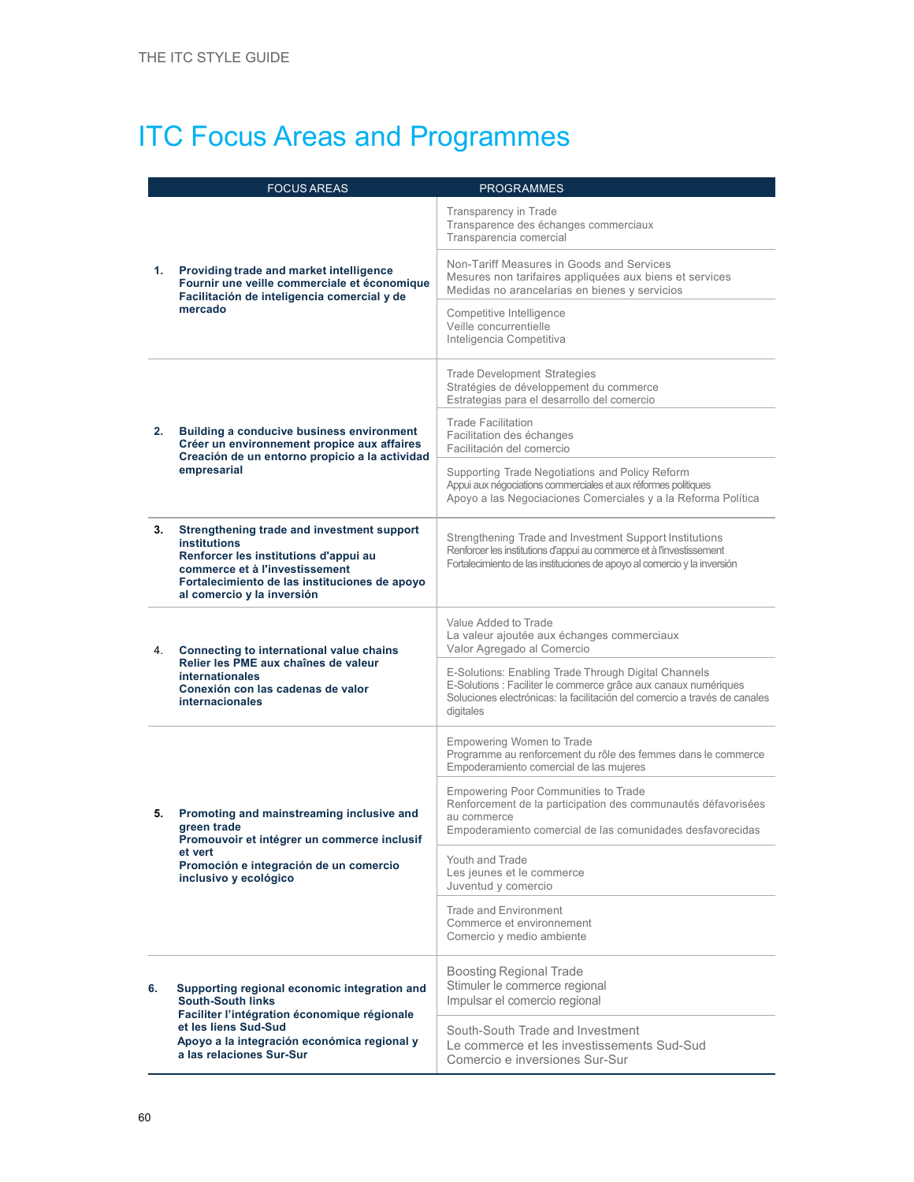# ITC Focus Areas and Programmes

| FOCUS AREAS | PROGRAMMES |
|---|---|
| **1. Providing trade and market intelligence**<br>**Fournir une veille commerciale et économique**<br>**Facilitación de inteligencia comercial y de mercado** | Transparency in Trade<br>Transparence des échanges commerciaux<br>Transparencia comercial |
| | Non-Tariff Measures in Goods and Services<br>Mesures non tarifaires appliquées aux biens et services<br>Medidas no arancelarias en bienes y servicios |
| | Competitive Intelligence<br>Veille concurrentielle<br>Inteligencia Competitiva |
| **2. Building a conducive business environment**<br>**Créer un environnement propice aux affaires**<br>**Creación de un entorno propicio a la actividad empresarial** | Trade Development Strategies<br>Stratégies de développement du commerce<br>Estrategias para el desarrollo del comercio |
| | Trade Facilitation<br>Facilitation des échanges<br>Facilitación del comercio |
| | Supporting Trade Negotiations and Policy Reform<br>Appui aux négociations commerciales et aux réformes politiques<br>Apoyo a las Negociaciones Comerciales y a la Reforma Política |
| **3. Strengthening trade and investment support institutions**<br>**Renforcer les institutions d'appui au commerce et à l'investissement**<br>**Fortalecimiento de las instituciones de apoyo al comercio y la inversión** | Strengthening Trade and Investment Support Institutions<br>Renforcer les institutions d'appui au commerce et à l'investissement<br>Fortalecimiento de las instituciones de apoyo al comercio y la inversión |
| **4. Connecting to international value chains**<br>**Relier les PME aux chaînes de valeur internationales**<br>**Conexión con las cadenas de valor internacionales** | Value Added to Trade<br>La valeur ajoutée aux échanges commerciaux<br>Valor Agregado al Comercio |
| | E-Solutions: Enabling Trade Through Digital Channels<br>E-Solutions : Faciliter le commerce grâce aux canaux numériques<br>Soluciones electrónicas: la facilitación del comercio a través de canales digitales |
| **5. Promoting and mainstreaming inclusive and green trade**<br>**Promouvoir et intégrer un commerce inclusif et vert**<br>**Promoción e integración de un comercio inclusivo y ecológico** | Empowering Women to Trade<br>Programme au renforcement du rôle des femmes dans le commerce<br>Empoderamiento comercial de las mujeres |
| | Empowering Poor Communities to Trade<br>Renforcement de la participation des communautés défavorisées au commerce<br>Empoderamiento comercial de las comunidades desfavorecidas |
| | Youth and Trade<br>Les jeunes et le commerce<br>Juventud y comercio |
| | Trade and Environment<br>Commerce et environnement<br>Comercio y medio ambiente |
| **6. Supporting regional economic integration and South-South links**<br>**Faciliter l'intégration économique régionale et les liens Sud-Sud**<br>**Apoyo a la integración económica regional y a las relaciones Sur-Sur** | Boosting Regional Trade<br>Stimuler le commerce regional<br>Impulsar el comercio regional |
| | South-South Trade and Investment<br>Le commerce et les investissements Sud-Sud<br>Comercio e inversiones Sur-Sur |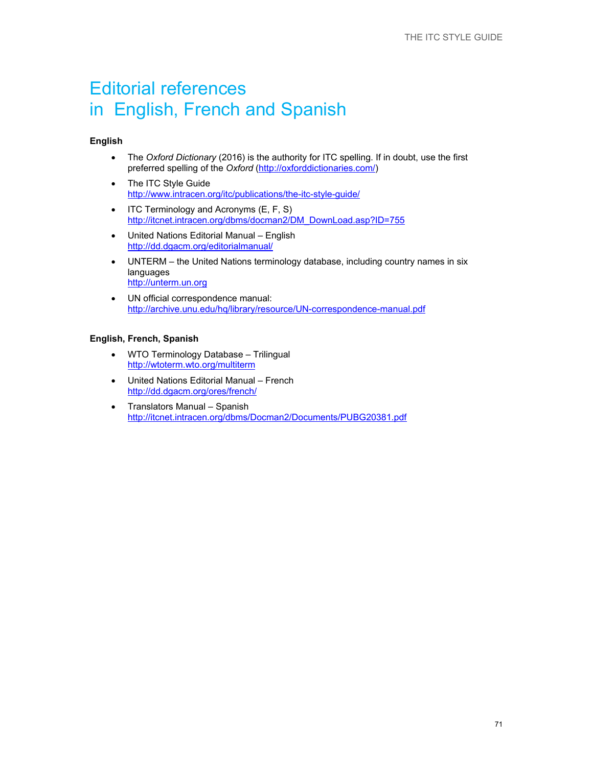# Editorial references in English, French and Spanish

**English**

- The *Oxford Dictionary* (2016) is the authority for ITC spelling. If in doubt, use the first preferred spelling of the *Oxford* (http://oxforddictionaries.com/)
- The ITC Style Guide
  http://www.intracen.org/itc/publications/the-itc-style-guide/
- ITC Terminology and Acronyms (E, F, S)
  http://itcnet.intracen.org/dbms/docman2/DM_DownLoad.asp?ID=755
- United Nations Editorial Manual – English
  http://dd.dgacm.org/editorialmanual/
- UNTERM – the United Nations terminology database, including country names in six languages
  http://unterm.un.org
- UN official correspondence manual:
  http://archive.unu.edu/hq/library/resource/UN-correspondence-manual.pdf

**English, French, Spanish**

- WTO Terminology Database – Trilingual
  http://wtoterm.wto.org/multiterm
- United Nations Editorial Manual – French
  http://dd.dgacm.org/ores/french/
- Translators Manual – Spanish
  http://itcnet.intracen.org/dbms/Docman2/Documents/PUBG20381.pdf